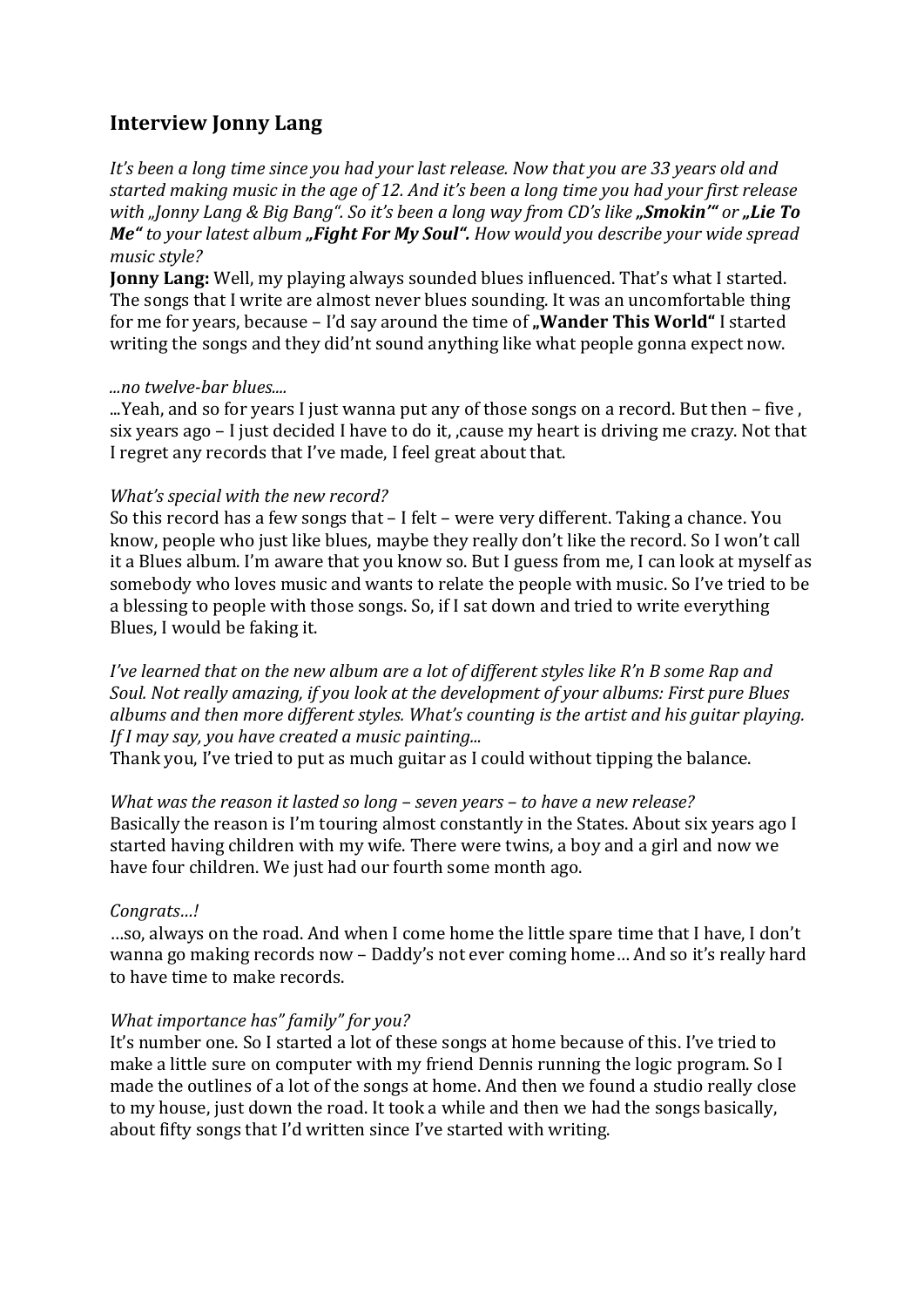## Interview Jonny Lang

*It's been a long time since you had your last release. Now that you are 33 years old and started making music in the age of 12. And it's been a long time you had your first release with „Jonny Lang & Big Bang". So it's been a long way from CD's like* ***„Smokin'"*** *or* ***„Lie To Me"*** *to your latest album* ***„Fight For My Soul".*** *How would you describe your wide spread music style?*

**Jonny Lang:** Well, my playing always sounded blues influenced. That's what I started. The songs that I write are almost never blues sounding. It was an uncomfortable thing for me for years, because – I'd say around the time of **„Wander This World"** I started writing the songs and they did'nt sound anything like what people gonna expect now.

*...no twelve-bar blues....*

...Yeah, and so for years I just wanna put any of those songs on a record. But then – five , six years ago – I just decided I have to do it, ,cause my heart is driving me crazy. Not that I regret any records that I've made, I feel great about that.

*What's special with the new record?*

So this record has a few songs that – I felt – were very different. Taking a chance. You know, people who just like blues, maybe they really don't like the record. So I won't call it a Blues album. I'm aware that you know so. But I guess from me, I can look at myself as somebody who loves music and wants to relate the people with music. So I've tried to be a blessing to people with those songs. So, if I sat down and tried to write everything Blues, I would be faking it.

*I've learned that on the new album are a lot of different styles like R'n B some Rap and Soul. Not really amazing, if you look at the development of your albums: First pure Blues albums and then more different styles. What's counting is the artist and his guitar playing. If I may say, you have created a music painting...*

Thank you, I've tried to put as much guitar as I could without tipping the balance.

*What was the reason it lasted so long – seven years – to have a new release?*

Basically the reason is I'm touring almost constantly in the States. About six years ago I started having children with my wife. There were twins, a boy and a girl and now we have four children. We just had our fourth some month ago.

*Congrats…!*

…so, always on the road. And when I come home the little spare time that I have, I don't wanna go making records now – Daddy's not ever coming home… And so it's really hard to have time to make records.

*What importance has" family" for you?*

It's number one. So I started a lot of these songs at home because of this. I've tried to make a little sure on computer with my friend Dennis running the logic program. So I made the outlines of a lot of the songs at home. And then we found a studio really close to my house, just down the road. It took a while and then we had the songs basically, about fifty songs that I'd written since I've started with writing.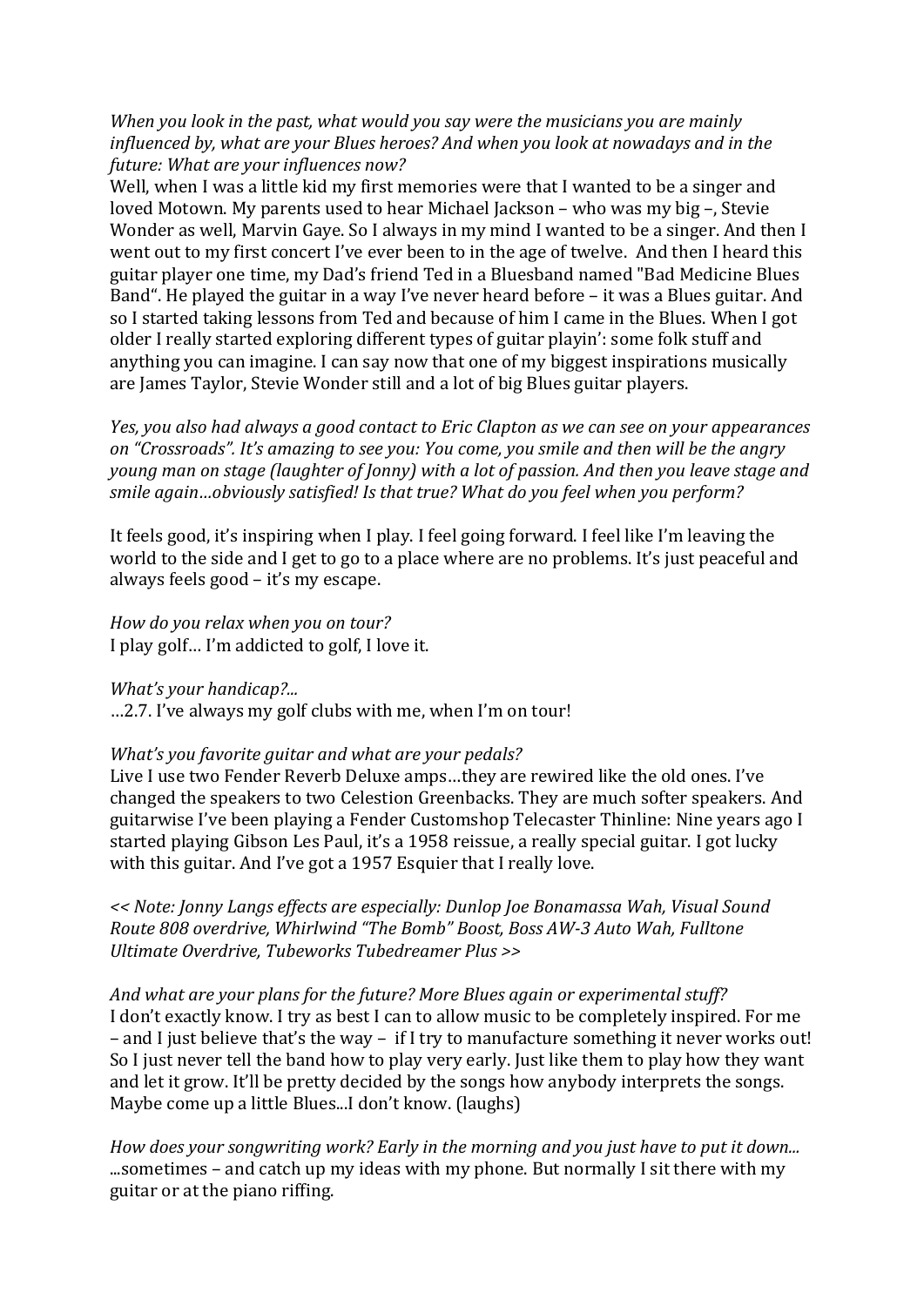*When you look in the past, what would you say were the musicians you are mainly influenced by, what are your Blues heroes? And when you look at nowadays and in the future: What are your influences now?*
Well, when I was a little kid my first memories were that I wanted to be a singer and loved Motown. My parents used to hear Michael Jackson – who was my big –, Stevie Wonder as well, Marvin Gaye. So I always in my mind I wanted to be a singer. And then I went out to my first concert I've ever been to in the age of twelve. And then I heard this guitar player one time, my Dad's friend Ted in a Bluesband named "Bad Medicine Blues Band". He played the guitar in a way I've never heard before – it was a Blues guitar. And so I started taking lessons from Ted and because of him I came in the Blues. When I got older I really started exploring different types of guitar playin': some folk stuff and anything you can imagine. I can say now that one of my biggest inspirations musically are James Taylor, Stevie Wonder still and a lot of big Blues guitar players.

*Yes, you also had always a good contact to Eric Clapton as we can see on your appearances on "Crossroads". It's amazing to see you: You come, you smile and then will be the angry young man on stage (laughter of Jonny) with a lot of passion. And then you leave stage and smile again…obviously satisfied! Is that true? What do you feel when you perform?*

It feels good, it's inspiring when I play. I feel going forward. I feel like I'm leaving the world to the side and I get to go to a place where are no problems. It's just peaceful and always feels good – it's my escape.

*How do you relax when you on tour?*
I play golf… I'm addicted to golf, I love it.

*What's your handicap?...*
…2.7. I've always my golf clubs with me, when I'm on tour!

*What's you favorite guitar and what are your pedals?*
Live I use two Fender Reverb Deluxe amps…they are rewired like the old ones. I've changed the speakers to two Celestion Greenbacks. They are much softer speakers. And guitarwise I've been playing a Fender Customshop Telecaster Thinline: Nine years ago I started playing Gibson Les Paul, it's a 1958 reissue, a really special guitar. I got lucky with this guitar. And I've got a 1957 Esquier that I really love.

*<< Note: Jonny Langs effects are especially: Dunlop Joe Bonamassa Wah, Visual Sound Route 808 overdrive, Whirlwind "The Bomb" Boost, Boss AW-3 Auto Wah, Fulltone Ultimate Overdrive, Tubeworks Tubedreamer Plus >>*

*And what are your plans for the future? More Blues again or experimental stuff?*
I don't exactly know. I try as best I can to allow music to be completely inspired. For me – and I just believe that's the way – if I try to manufacture something it never works out! So I just never tell the band how to play very early. Just like them to play how they want and let it grow. It'll be pretty decided by the songs how anybody interprets the songs. Maybe come up a little Blues...I don't know. (laughs)

*How does your songwriting work? Early in the morning and you just have to put it down...*
...sometimes – and catch up my ideas with my phone. But normally I sit there with my guitar or at the piano riffing.